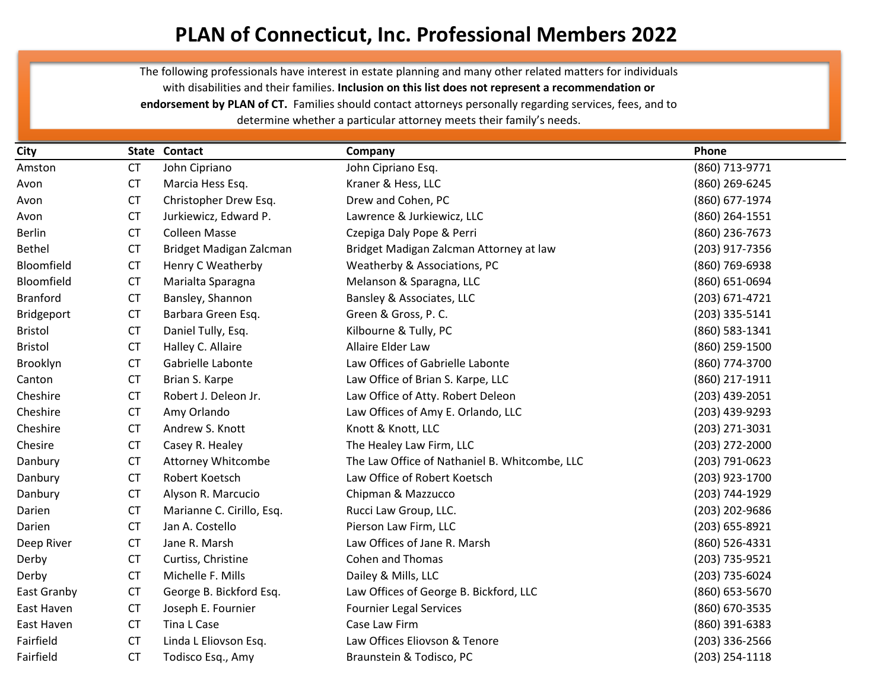# PLAN of Connecticut, Inc. Professional Members 2022

The following professionals have interest in estate planning and many other related matters for individuals with disabilities and their families. **Inclusion on this list does not represent a recommendation or endorsement by PLAN of CT.** Families should contact attorneys personally regarding services, fees, and to determine whether a particular attorney meets their family's needs.

| City | State | Contact | Company | Phone |
|---|---|---|---|---|
| Amston | CT | John Cipriano | John Cipriano Esq. | (860) 713-9771 |
| Avon | CT | Marcia Hess Esq. | Kraner & Hess, LLC | (860) 269-6245 |
| Avon | CT | Christopher Drew Esq. | Drew and Cohen, PC | (860) 677-1974 |
| Avon | CT | Jurkiewicz, Edward P. | Lawrence & Jurkiewicz, LLC | (860) 264-1551 |
| Berlin | CT | Colleen Masse | Czepiga Daly Pope & Perri | (860) 236-7673 |
| Bethel | CT | Bridget Madigan Zalcman | Bridget Madigan Zalcman Attorney at law | (203) 917-7356 |
| Bloomfield | CT | Henry C Weatherby | Weatherby & Associations, PC | (860) 769-6938 |
| Bloomfield | CT | Marialta Sparagna | Melanson & Sparagna, LLC | (860) 651-0694 |
| Branford | CT | Bansley, Shannon | Bansley & Associates, LLC | (203) 671-4721 |
| Bridgeport | CT | Barbara Green Esq. | Green & Gross, P. C. | (203) 335-5141 |
| Bristol | CT | Daniel Tully, Esq. | Kilbourne & Tully, PC | (860) 583-1341 |
| Bristol | CT | Halley C. Allaire | Allaire Elder Law | (860) 259-1500 |
| Brooklyn | CT | Gabrielle Labonte | Law Offices of Gabrielle Labonte | (860) 774-3700 |
| Canton | CT | Brian S. Karpe | Law Office of Brian S. Karpe, LLC | (860) 217-1911 |
| Cheshire | CT | Robert J. Deleon Jr. | Law Office of Atty. Robert Deleon | (203) 439-2051 |
| Cheshire | CT | Amy Orlando | Law Offices of Amy E. Orlando, LLC | (203) 439-9293 |
| Cheshire | CT | Andrew S. Knott | Knott & Knott, LLC | (203) 271-3031 |
| Chesire | CT | Casey R. Healey | The Healey Law Firm, LLC | (203) 272-2000 |
| Danbury | CT | Attorney Whitcombe | The Law Office of Nathaniel B. Whitcombe, LLC | (203) 791-0623 |
| Danbury | CT | Robert Koetsch | Law Office of Robert Koetsch | (203) 923-1700 |
| Danbury | CT | Alyson R. Marcucio | Chipman & Mazzucco | (203) 744-1929 |
| Darien | CT | Marianne C. Cirillo, Esq. | Rucci Law Group, LLC. | (203) 202-9686 |
| Darien | CT | Jan A. Costello | Pierson Law Firm, LLC | (203) 655-8921 |
| Deep River | CT | Jane R. Marsh | Law Offices of Jane R. Marsh | (860) 526-4331 |
| Derby | CT | Curtiss, Christine | Cohen and Thomas | (203) 735-9521 |
| Derby | CT | Michelle F. Mills | Dailey & Mills, LLC | (203) 735-6024 |
| East Granby | CT | George B. Bickford Esq. | Law Offices of George B. Bickford, LLC | (860) 653-5670 |
| East Haven | CT | Joseph E. Fournier | Fournier Legal Services | (860) 670-3535 |
| East Haven | CT | Tina L Case | Case Law Firm | (860) 391-6383 |
| Fairfield | CT | Linda L Eliovson Esq. | Law Offices Eliovson & Tenore | (203) 336-2566 |
| Fairfield | CT | Todisco Esq., Amy | Braunstein & Todisco, PC | (203) 254-1118 |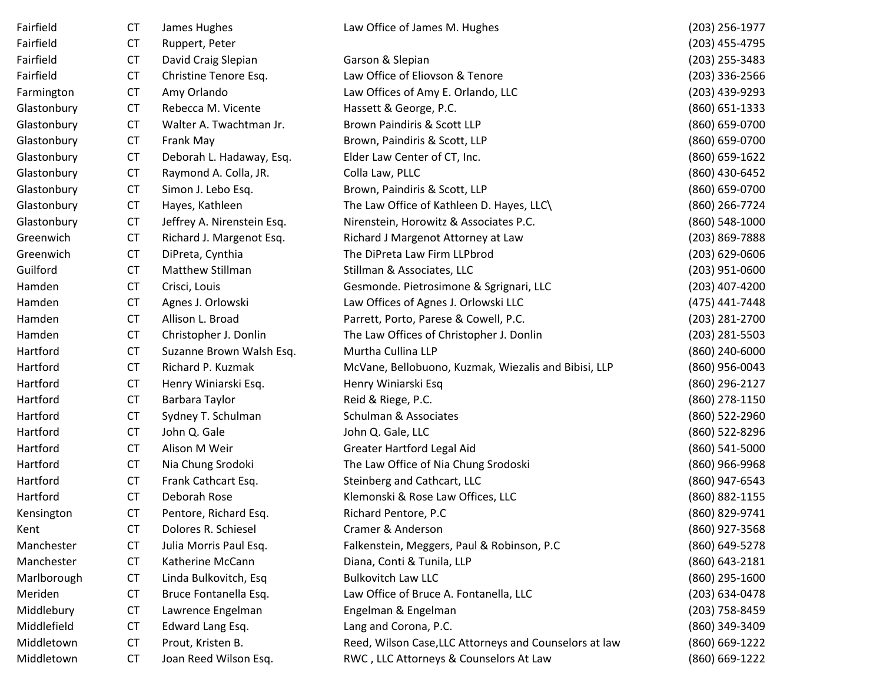| | | | | |
|---|---|---|---|---|
| Fairfield | CT | James Hughes | Law Office of James M. Hughes | (203) 256-1977 |
| Fairfield | CT | Ruppert, Peter | | (203) 455-4795 |
| Fairfield | CT | David Craig Slepian | Garson & Slepian | (203) 255-3483 |
| Fairfield | CT | Christine Tenore Esq. | Law Office of Eliovson & Tenore | (203) 336-2566 |
| Farmington | CT | Amy Orlando | Law Offices of Amy E. Orlando, LLC | (203) 439-9293 |
| Glastonbury | CT | Rebecca M. Vicente | Hassett & George, P.C. | (860) 651-1333 |
| Glastonbury | CT | Walter A. Twachtman Jr. | Brown Paindiris & Scott LLP | (860) 659-0700 |
| Glastonbury | CT | Frank May | Brown, Paindiris & Scott, LLP | (860) 659-0700 |
| Glastonbury | CT | Deborah L. Hadaway, Esq. | Elder Law Center of CT, Inc. | (860) 659-1622 |
| Glastonbury | CT | Raymond A. Colla, JR. | Colla Law, PLLC | (860) 430-6452 |
| Glastonbury | CT | Simon J. Lebo Esq. | Brown, Paindiris & Scott, LLP | (860) 659-0700 |
| Glastonbury | CT | Hayes, Kathleen | The Law Office of Kathleen D. Hayes, LLC\ | (860) 266-7724 |
| Glastonbury | CT | Jeffrey A. Nirenstein Esq. | Nirenstein, Horowitz & Associates P.C. | (860) 548-1000 |
| Greenwich | CT | Richard J. Margenot Esq. | Richard J Margenot Attorney at Law | (203) 869-7888 |
| Greenwich | CT | DiPreta, Cynthia | The DiPreta Law Firm LLPbrod | (203) 629-0606 |
| Guilford | CT | Matthew Stillman | Stillman & Associates, LLC | (203) 951-0600 |
| Hamden | CT | Crisci, Louis | Gesmonde. Pietrosimone & Sgrignari, LLC | (203) 407-4200 |
| Hamden | CT | Agnes J. Orlowski | Law Offices of Agnes J. Orlowski LLC | (475) 441-7448 |
| Hamden | CT | Allison L. Broad | Parrett, Porto, Parese & Cowell, P.C. | (203) 281-2700 |
| Hamden | CT | Christopher J. Donlin | The Law Offices of Christopher J. Donlin | (203) 281-5503 |
| Hartford | CT | Suzanne Brown Walsh Esq. | Murtha Cullina LLP | (860) 240-6000 |
| Hartford | CT | Richard P. Kuzmak | McVane, Bellobuono, Kuzmak, Wiezalis and Bibisi, LLP | (860) 956-0043 |
| Hartford | CT | Henry Winiarski Esq. | Henry Winiarski Esq | (860) 296-2127 |
| Hartford | CT | Barbara Taylor | Reid & Riege, P.C. | (860) 278-1150 |
| Hartford | CT | Sydney T. Schulman | Schulman & Associates | (860) 522-2960 |
| Hartford | CT | John Q. Gale | John Q. Gale, LLC | (860) 522-8296 |
| Hartford | CT | Alison M Weir | Greater Hartford Legal Aid | (860) 541-5000 |
| Hartford | CT | Nia Chung Srodoki | The Law Office of Nia Chung Srodoski | (860) 966-9968 |
| Hartford | CT | Frank Cathcart Esq. | Steinberg and Cathcart, LLC | (860) 947-6543 |
| Hartford | CT | Deborah Rose | Klemonski & Rose Law Offices, LLC | (860) 882-1155 |
| Kensington | CT | Pentore, Richard Esq. | Richard Pentore, P.C | (860) 829-9741 |
| Kent | CT | Dolores R. Schiesel | Cramer & Anderson | (860) 927-3568 |
| Manchester | CT | Julia Morris Paul Esq. | Falkenstein, Meggers, Paul & Robinson, P.C | (860) 649-5278 |
| Manchester | CT | Katherine McCann | Diana, Conti & Tunila, LLP | (860) 643-2181 |
| Marlborough | CT | Linda Bulkovitch, Esq | Bulkovitch Law LLC | (860) 295-1600 |
| Meriden | CT | Bruce Fontanella Esq. | Law Office of Bruce A. Fontanella, LLC | (203) 634-0478 |
| Middlebury | CT | Lawrence Engelman | Engelman & Engelman | (203) 758-8459 |
| Middlefield | CT | Edward Lang Esq. | Lang and Corona, P.C. | (860) 349-3409 |
| Middletown | CT | Prout, Kristen B. | Reed, Wilson Case,LLC Attorneys and Counselors at law | (860) 669-1222 |
| Middletown | CT | Joan Reed Wilson Esq. | RWC , LLC Attorneys & Counselors At Law | (860) 669-1222 |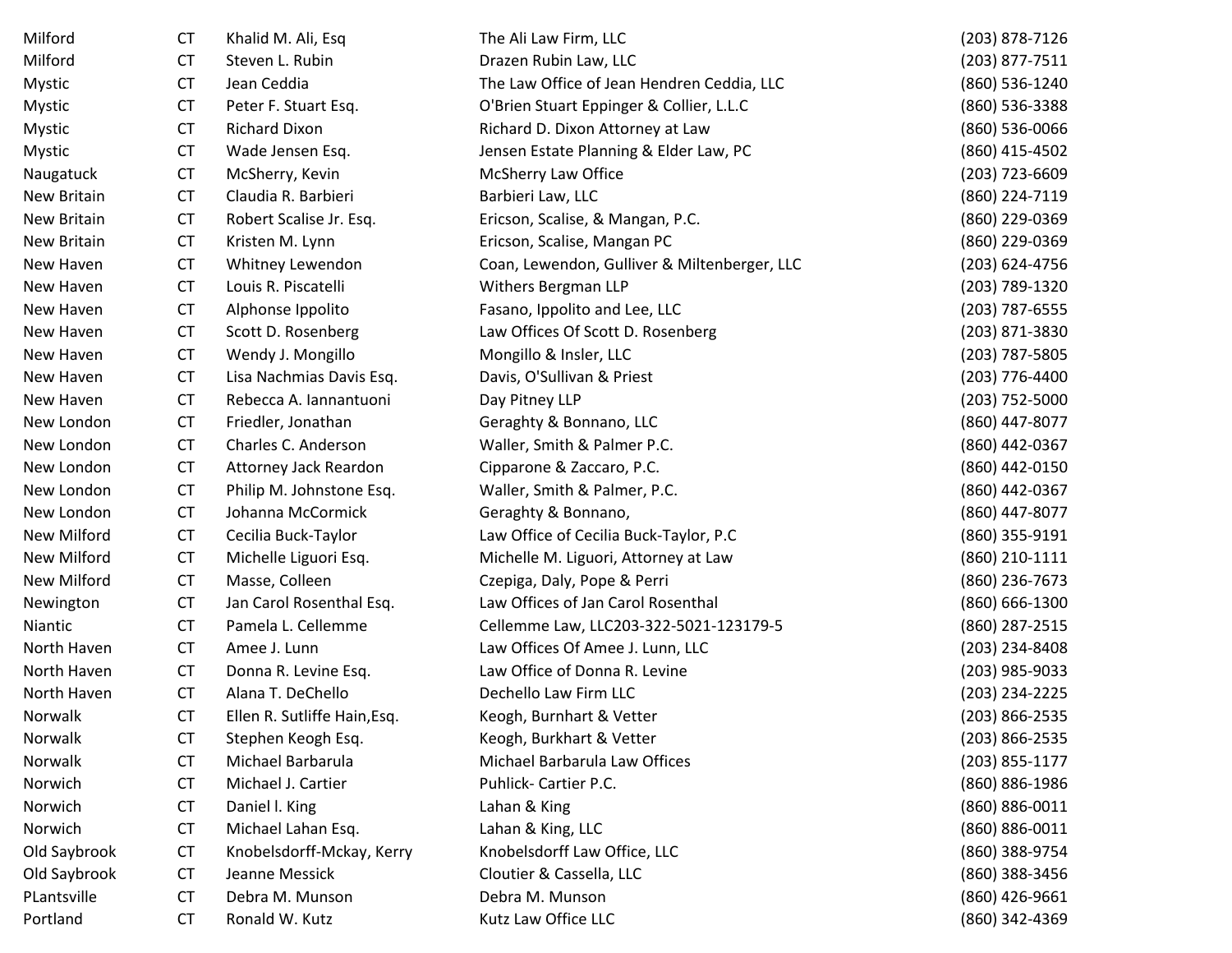| | | | | |
|---|---|---|---|---|
| Milford | CT | Khalid M. Ali, Esq | The Ali Law Firm, LLC | (203) 878-7126 |
| Milford | CT | Steven L. Rubin | Drazen Rubin Law, LLC | (203) 877-7511 |
| Mystic | CT | Jean Ceddia | The Law Office of Jean Hendren Ceddia, LLC | (860) 536-1240 |
| Mystic | CT | Peter F. Stuart Esq. | O'Brien Stuart Eppinger & Collier, L.L.C | (860) 536-3388 |
| Mystic | CT | Richard Dixon | Richard D. Dixon Attorney at Law | (860) 536-0066 |
| Mystic | CT | Wade Jensen Esq. | Jensen Estate Planning & Elder Law, PC | (860) 415-4502 |
| Naugatuck | CT | McSherry, Kevin | McSherry Law Office | (203) 723-6609 |
| New Britain | CT | Claudia R. Barbieri | Barbieri Law, LLC | (860) 224-7119 |
| New Britain | CT | Robert Scalise Jr. Esq. | Ericson, Scalise, & Mangan, P.C. | (860) 229-0369 |
| New Britain | CT | Kristen M. Lynn | Ericson, Scalise, Mangan PC | (860) 229-0369 |
| New Haven | CT | Whitney Lewendon | Coan, Lewendon, Gulliver & Miltenberger, LLC | (203) 624-4756 |
| New Haven | CT | Louis R. Piscatelli | Withers Bergman LLP | (203) 789-1320 |
| New Haven | CT | Alphonse Ippolito | Fasano, Ippolito and Lee, LLC | (203) 787-6555 |
| New Haven | CT | Scott D. Rosenberg | Law Offices Of Scott D. Rosenberg | (203) 871-3830 |
| New Haven | CT | Wendy J. Mongillo | Mongillo & Insler, LLC | (203) 787-5805 |
| New Haven | CT | Lisa Nachmias Davis Esq. | Davis, O'Sullivan & Priest | (203) 776-4400 |
| New Haven | CT | Rebecca A. Iannantuoni | Day Pitney LLP | (203) 752-5000 |
| New London | CT | Friedler, Jonathan | Geraghty & Bonnano, LLC | (860) 447-8077 |
| New London | CT | Charles C. Anderson | Waller, Smith & Palmer P.C. | (860) 442-0367 |
| New London | CT | Attorney Jack Reardon | Cipparone & Zaccaro, P.C. | (860) 442-0150 |
| New London | CT | Philip M. Johnstone Esq. | Waller, Smith & Palmer, P.C. | (860) 442-0367 |
| New London | CT | Johanna McCormick | Geraghty & Bonnano, | (860) 447-8077 |
| New Milford | CT | Cecilia Buck-Taylor | Law Office of Cecilia Buck-Taylor, P.C | (860) 355-9191 |
| New Milford | CT | Michelle Liguori Esq. | Michelle M. Liguori, Attorney at Law | (860) 210-1111 |
| New Milford | CT | Masse, Colleen | Czepiga, Daly, Pope & Perri | (860) 236-7673 |
| Newington | CT | Jan Carol Rosenthal Esq. | Law Offices of Jan Carol Rosenthal | (860) 666-1300 |
| Niantic | CT | Pamela L. Cellemme | Cellemme Law, LLC203-322-5021-123179-5 | (860) 287-2515 |
| North Haven | CT | Amee J. Lunn | Law Offices Of Amee J. Lunn, LLC | (203) 234-8408 |
| North Haven | CT | Donna R. Levine Esq. | Law Office of Donna R. Levine | (203) 985-9033 |
| North Haven | CT | Alana T. DeChello | Dechello Law Firm LLC | (203) 234-2225 |
| Norwalk | CT | Ellen R. Sutliffe Hain,Esq. | Keogh, Burnhart & Vetter | (203) 866-2535 |
| Norwalk | CT | Stephen Keogh Esq. | Keogh, Burkhart & Vetter | (203) 866-2535 |
| Norwalk | CT | Michael Barbarula | Michael Barbarula Law Offices | (203) 855-1177 |
| Norwich | CT | Michael J. Cartier | Puhlick- Cartier P.C. | (860) 886-1986 |
| Norwich | CT | Daniel l. King | Lahan & King | (860) 886-0011 |
| Norwich | CT | Michael Lahan Esq. | Lahan & King, LLC | (860) 886-0011 |
| Old Saybrook | CT | Knobelsdorff-Mckay, Kerry | Knobelsdorff Law Office, LLC | (860) 388-9754 |
| Old Saybrook | CT | Jeanne Messick | Cloutier & Cassella, LLC | (860) 388-3456 |
| PLantsville | CT | Debra M. Munson | Debra M. Munson | (860) 426-9661 |
| Portland | CT | Ronald W. Kutz | Kutz Law Office LLC | (860) 342-4369 |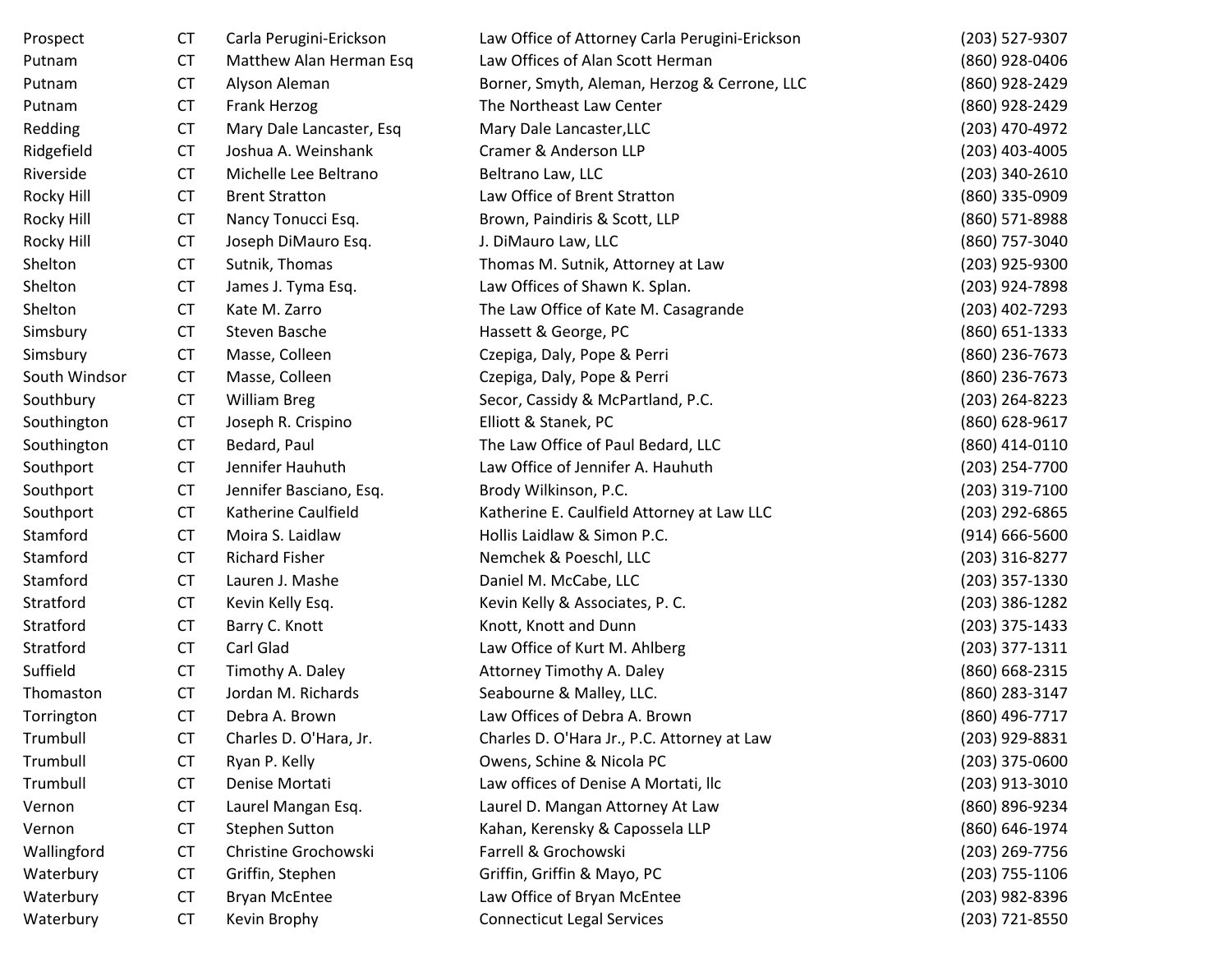| | | | | |
|---|---|---|---|---|
| Prospect | CT | Carla Perugini-Erickson | Law Office of Attorney Carla Perugini-Erickson | (203) 527-9307 |
| Putnam | CT | Matthew Alan Herman Esq | Law Offices of Alan Scott Herman | (860) 928-0406 |
| Putnam | CT | Alyson Aleman | Borner, Smyth, Aleman, Herzog & Cerrone, LLC | (860) 928-2429 |
| Putnam | CT | Frank Herzog | The Northeast Law Center | (860) 928-2429 |
| Redding | CT | Mary Dale Lancaster, Esq | Mary Dale Lancaster,LLC | (203) 470-4972 |
| Ridgefield | CT | Joshua A. Weinshank | Cramer & Anderson LLP | (203) 403-4005 |
| Riverside | CT | Michelle Lee Beltrano | Beltrano Law, LLC | (203) 340-2610 |
| Rocky Hill | CT | Brent Stratton | Law Office of Brent Stratton | (860) 335-0909 |
| Rocky Hill | CT | Nancy Tonucci Esq. | Brown, Paindiris & Scott, LLP | (860) 571-8988 |
| Rocky Hill | CT | Joseph DiMauro Esq. | J. DiMauro Law, LLC | (860) 757-3040 |
| Shelton | CT | Sutnik, Thomas | Thomas M. Sutnik, Attorney at Law | (203) 925-9300 |
| Shelton | CT | James J. Tyma Esq. | Law Offices of Shawn K. Splan. | (203) 924-7898 |
| Shelton | CT | Kate M. Zarro | The Law Office of Kate M. Casagrande | (203) 402-7293 |
| Simsbury | CT | Steven Basche | Hassett & George, PC | (860) 651-1333 |
| Simsbury | CT | Masse, Colleen | Czepiga, Daly, Pope & Perri | (860) 236-7673 |
| South Windsor | CT | Masse, Colleen | Czepiga, Daly, Pope & Perri | (860) 236-7673 |
| Southbury | CT | William Breg | Secor, Cassidy & McPartland, P.C. | (203) 264-8223 |
| Southington | CT | Joseph R. Crispino | Elliott & Stanek, PC | (860) 628-9617 |
| Southington | CT | Bedard, Paul | The Law Office of Paul Bedard, LLC | (860) 414-0110 |
| Southport | CT | Jennifer Hauhuth | Law Office of Jennifer A. Hauhuth | (203) 254-7700 |
| Southport | CT | Jennifer Basciano, Esq. | Brody Wilkinson, P.C. | (203) 319-7100 |
| Southport | CT | Katherine Caulfield | Katherine E. Caulfield Attorney at Law LLC | (203) 292-6865 |
| Stamford | CT | Moira S. Laidlaw | Hollis Laidlaw & Simon P.C. | (914) 666-5600 |
| Stamford | CT | Richard Fisher | Nemchek & Poeschl, LLC | (203) 316-8277 |
| Stamford | CT | Lauren J. Mashe | Daniel M. McCabe, LLC | (203) 357-1330 |
| Stratford | CT | Kevin Kelly Esq. | Kevin Kelly & Associates, P. C. | (203) 386-1282 |
| Stratford | CT | Barry C. Knott | Knott, Knott and Dunn | (203) 375-1433 |
| Stratford | CT | Carl Glad | Law Office of Kurt M. Ahlberg | (203) 377-1311 |
| Suffield | CT | Timothy A. Daley | Attorney Timothy A. Daley | (860) 668-2315 |
| Thomaston | CT | Jordan M. Richards | Seabourne & Malley, LLC. | (860) 283-3147 |
| Torrington | CT | Debra A. Brown | Law Offices of Debra A. Brown | (860) 496-7717 |
| Trumbull | CT | Charles D. O'Hara, Jr. | Charles D. O'Hara Jr., P.C. Attorney at Law | (203) 929-8831 |
| Trumbull | CT | Ryan P. Kelly | Owens, Schine & Nicola PC | (203) 375-0600 |
| Trumbull | CT | Denise Mortati | Law offices of Denise A Mortati, llc | (203) 913-3010 |
| Vernon | CT | Laurel Mangan Esq. | Laurel D. Mangan Attorney At Law | (860) 896-9234 |
| Vernon | CT | Stephen Sutton | Kahan, Kerensky & Capossela LLP | (860) 646-1974 |
| Wallingford | CT | Christine Grochowski | Farrell & Grochowski | (203) 269-7756 |
| Waterbury | CT | Griffin, Stephen | Griffin, Griffin & Mayo, PC | (203) 755-1106 |
| Waterbury | CT | Bryan McEntee | Law Office of Bryan McEntee | (203) 982-8396 |
| Waterbury | CT | Kevin Brophy | Connecticut Legal Services | (203) 721-8550 |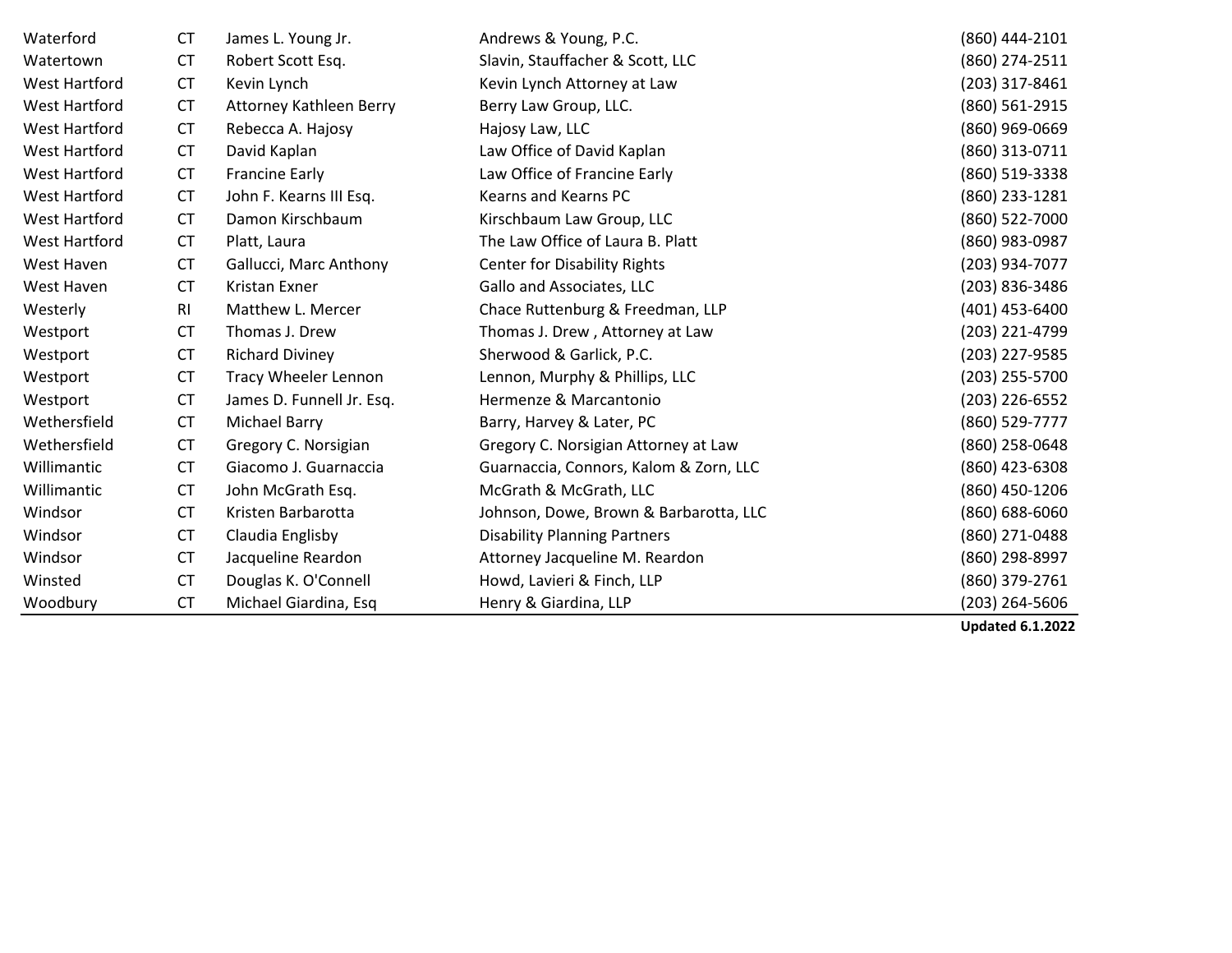| | | | | |
|---|---|---|---|---|
| Waterford | CT | James L. Young Jr. | Andrews & Young, P.C. | (860) 444-2101 |
| Watertown | CT | Robert Scott Esq. | Slavin, Stauffacher & Scott, LLC | (860) 274-2511 |
| West Hartford | CT | Kevin Lynch | Kevin Lynch Attorney at Law | (203) 317-8461 |
| West Hartford | CT | Attorney Kathleen Berry | Berry Law Group, LLC. | (860) 561-2915 |
| West Hartford | CT | Rebecca A. Hajosy | Hajosy Law, LLC | (860) 969-0669 |
| West Hartford | CT | David Kaplan | Law Office of David Kaplan | (860) 313-0711 |
| West Hartford | CT | Francine Early | Law Office of Francine Early | (860) 519-3338 |
| West Hartford | CT | John F. Kearns III Esq. | Kearns and Kearns PC | (860) 233-1281 |
| West Hartford | CT | Damon Kirschbaum | Kirschbaum Law Group, LLC | (860) 522-7000 |
| West Hartford | CT | Platt, Laura | The Law Office of Laura B. Platt | (860) 983-0987 |
| West Haven | CT | Gallucci, Marc Anthony | Center for Disability Rights | (203) 934-7077 |
| West Haven | CT | Kristan Exner | Gallo and Associates, LLC | (203) 836-3486 |
| Westerly | RI | Matthew L. Mercer | Chace Ruttenburg & Freedman, LLP | (401) 453-6400 |
| Westport | CT | Thomas J. Drew | Thomas J. Drew , Attorney at Law | (203) 221-4799 |
| Westport | CT | Richard Diviney | Sherwood & Garlick, P.C. | (203) 227-9585 |
| Westport | CT | Tracy Wheeler Lennon | Lennon, Murphy & Phillips, LLC | (203) 255-5700 |
| Westport | CT | James D. Funnell Jr. Esq. | Hermenze & Marcantonio | (203) 226-6552 |
| Wethersfield | CT | Michael Barry | Barry, Harvey & Later, PC | (860) 529-7777 |
| Wethersfield | CT | Gregory C. Norsigian | Gregory C. Norsigian Attorney at Law | (860) 258-0648 |
| Willimantic | CT | Giacomo J. Guarnaccia | Guarnaccia, Connors, Kalom & Zorn, LLC | (860) 423-6308 |
| Willimantic | CT | John McGrath Esq. | McGrath & McGrath, LLC | (860) 450-1206 |
| Windsor | CT | Kristen Barbarotta | Johnson, Dowe, Brown & Barbarotta, LLC | (860) 688-6060 |
| Windsor | CT | Claudia Englisby | Disability Planning Partners | (860) 271-0488 |
| Windsor | CT | Jacqueline Reardon | Attorney Jacqueline M. Reardon | (860) 298-8997 |
| Winsted | CT | Douglas K. O'Connell | Howd, Lavieri & Finch, LLP | (860) 379-2761 |
| Woodbury | CT | Michael Giardina, Esq | Henry & Giardina, LLP | (203) 264-5606 |

**Updated 6.1.2022**